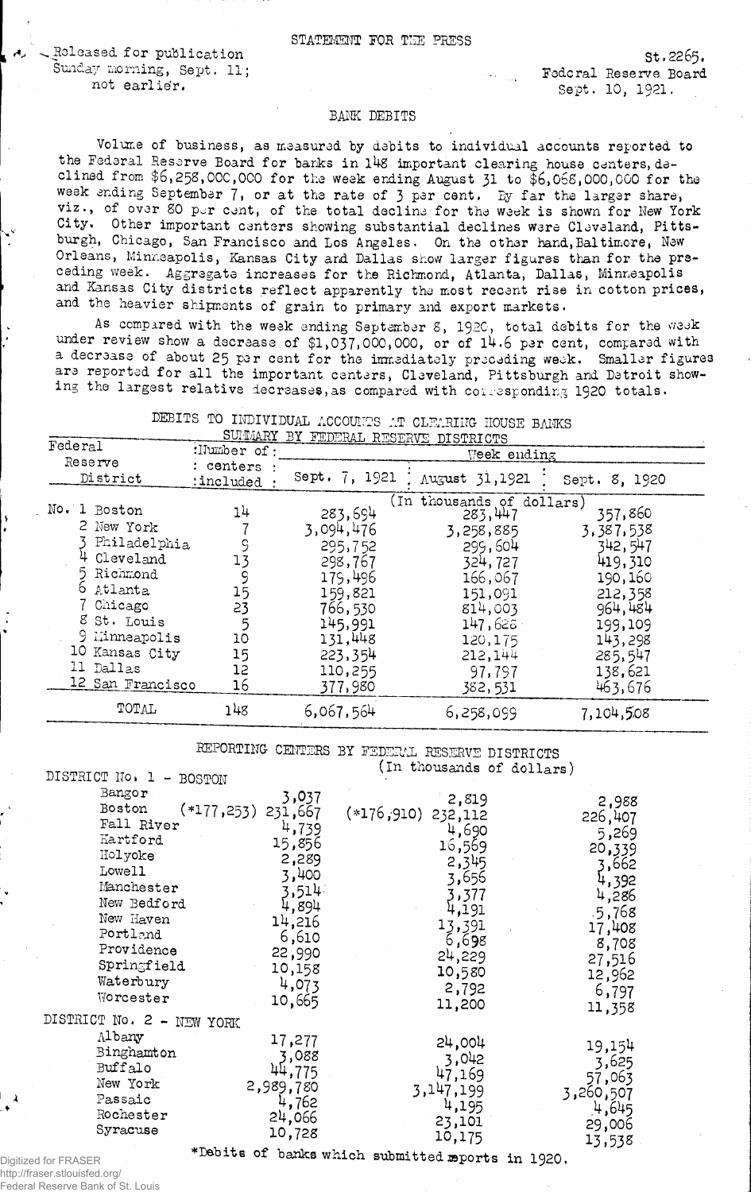STATEMENT FOR THE PRESS

Released for publication Sunday morning, Sept. 11; not earlier.

St. 2265.
Federal Reserve Board
Sept. 10, 1921.

## BANK DEBITS

Volume of business, as measured by debits to individual accounts reported to the Federal Reserve Board for banks in 148 important clearing house centers, declined from $6,258,000,000 for the week ending August 31 to $6,068,000,000 for the week ending September 7, or at the rate of 3 per cent. By far the larger share, viz., of over 80 per cent, of the total decline for the week is shown for New York City. Other important centers showing substantial declines were Cleveland, Pittsburgh, Chicago, San Francisco and Los Angeles. On the other hand, Baltimore, New Orleans, Minneapolis, Kansas City and Dallas show larger figures than for the preceding week. Aggregate increases for the Richmond, Atlanta, Dallas, Minneapolis and Kansas City districts reflect apparently the most recent rise in cotton prices, and the heavier shipments of grain to primary and export markets.

As compared with the week ending September 8, 1920, total debits for the week under review show a decrease of $1,037,000,000, or of 14.6 per cent, compared with a decrease of about 25 per cent for the immediately preceding week. Smaller figures are reported for all the important centers, Cleveland, Pittsburgh and Detroit showing the largest relative decreases, as compared with corresponding 1920 totals.

DEBITS TO INDIVIDUAL ACCOUNTS AT CLEARING HOUSE BANKS
SUMMARY BY FEDERAL RESERVE DISTRICTS

| Federal Reserve District | Number of centers included | Week ending | | |
|---|---|---|---|---|
| | | Sept. 7, 1921 | August 31, 1921 | Sept. 8, 1920 |
| | | (In thousands of dollars) | | |
| No. 1 Boston | 14 | 283,694 | 283,447 | 357,860 |
| 2 New York | 7 | 3,094,476 | 3,258,885 | 3,387,538 |
| 3 Philadelphia | 9 | 295,752 | 299,604 | 342,547 |
| 4 Cleveland | 13 | 298,767 | 324,727 | 419,310 |
| 5 Richmond | 9 | 179,496 | 166,067 | 190,160 |
| 6 Atlanta | 15 | 159,821 | 151,091 | 212,358 |
| 7 Chicago | 23 | 766,530 | 814,003 | 964,484 |
| 8 St. Louis | 5 | 145,991 | 147,628 | 199,109 |
| 9 Minneapolis | 10 | 131,448 | 120,175 | 143,298 |
| 10 Kansas City | 15 | 223,354 | 212,144 | 285,547 |
| 11 Dallas | 12 | 110,255 | 97,797 | 138,621 |
| 12 San Francisco | 16 | 377,980 | 382,531 | 463,676 |
| TOTAL | 148 | 6,067,564 | 6,258,099 | 7,104,508 |

REPORTING CENTERS BY FEDERAL RESERVE DISTRICTS
(In thousands of dollars)

| | Sept. 7, 1921 | August 31, 1921 | Sept. 8, 1920 |
|---|---|---|---|
| **DISTRICT No. 1 - BOSTON** | | | |
| Bangor | 3,037 | 2,819 | 2,988 |
| Boston | (*177,253) 231,667 | (*176,910) 232,112 | 226,407 |
| Fall River | 4,739 | 4,690 | 5,269 |
| Hartford | 15,856 | 16,569 | 20,339 |
| Holyoke | 2,289 | 2,345 | 3,662 |
| Lowell | 3,400 | 3,656 | 4,392 |
| Manchester | 3,514 | 3,377 | 4,286 |
| New Bedford | 4,894 | 4,191 | 5,768 |
| New Haven | 14,216 | 13,391 | 17,408 |
| Portland | 6,610 | 6,698 | 8,708 |
| Providence | 22,990 | 24,229 | 27,516 |
| Springfield | 10,158 | 10,580 | 12,962 |
| Waterbury | 4,073 | 2,792 | 6,797 |
| Worcester | 10,665 | 11,200 | 11,358 |
| **DISTRICT No. 2 - NEW YORK** | | | |
| Albany | 17,277 | 24,004 | 19,154 |
| Binghamton | 3,088 | 3,042 | 3,625 |
| Buffalo | 44,775 | 47,169 | 57,063 |
| New York | 2,989,780 | 3,147,199 | 3,260,507 |
| Passaic | 4,762 | 4,195 | 4,645 |
| Rochester | 24,066 | 23,101 | 29,006 |
| Syracuse | 10,728 | 10,175 | 13,538 |

*Debits of banks which submitted reports in 1920.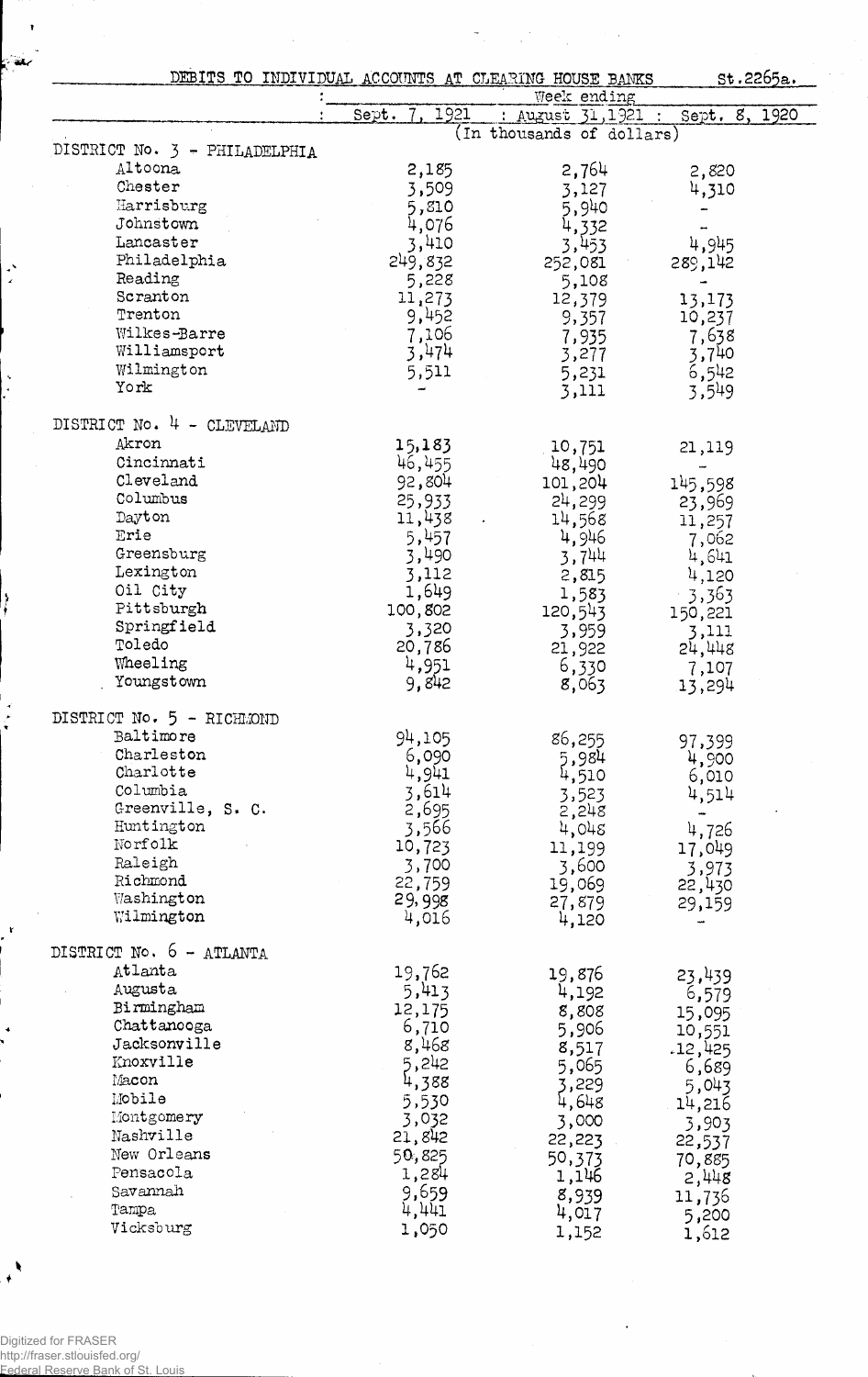DEBITS TO INDIVIDUAL ACCOUNTS AT CLEARING HOUSE BANKS St.2265a.

| | Week ending Sept. 7, 1921 | August 31, 1921 | Sept. 8, 1920 |
|---|---|---|---|
| | (In thousands of dollars) | | |
| **DISTRICT No. 3 - PHILADELPHIA** | | | |
| Altoona | 2,185 | 2,764 | 2,820 |
| Chester | 3,509 | 3,127 | 4,310 |
| Harrisburg | 5,810 | 5,940 | - |
| Johnstown | 4,076 | 4,332 | - |
| Lancaster | 3,410 | 3,453 | 4,945 |
| Philadelphia | 249,832 | 252,081 | 289,142 |
| Reading | 5,228 | 5,108 | - |
| Scranton | 11,273 | 12,379 | 13,173 |
| Trenton | 9,452 | 9,357 | 10,237 |
| Wilkes-Barre | 7,106 | 7,935 | 7,638 |
| Williamsport | 3,474 | 3,277 | 3,740 |
| Wilmington | 5,511 | 5,231 | 6,542 |
| York | - | 3,111 | 3,549 |
| **DISTRICT No. 4 - CLEVELAND** | | | |
| Akron | 15,183 | 10,751 | 21,119 |
| Cincinnati | 46,455 | 48,490 | - |
| Cleveland | 92,804 | 101,204 | 145,598 |
| Columbus | 25,933 | 24,299 | 23,969 |
| Dayton | 11,438 | 14,568 | 11,257 |
| Erie | 5,457 | 4,946 | 7,062 |
| Greensburg | 3,490 | 3,744 | 4,641 |
| Lexington | 3,112 | 2,815 | 4,120 |
| Oil City | 1,649 | 1,583 | 3,363 |
| Pittsburgh | 100,802 | 120,543 | 150,221 |
| Springfield | 3,320 | 3,959 | 3,111 |
| Toledo | 20,786 | 21,922 | 24,448 |
| Wheeling | 4,951 | 6,330 | 7,107 |
| Youngstown | 9,842 | 8,063 | 13,294 |
| **DISTRICT No. 5 - RICHMOND** | | | |
| Baltimore | 94,105 | 86,255 | 97,399 |
| Charleston | 6,090 | 5,984 | 4,900 |
| Charlotte | 4,941 | 4,510 | 6,010 |
| Columbia | 3,614 | 3,523 | 4,514 |
| Greenville, S. C. | 2,695 | 2,248 | - |
| Huntington | 3,566 | 4,048 | 4,726 |
| Norfolk | 10,723 | 11,199 | 17,049 |
| Raleigh | 3,700 | 3,600 | 3,973 |
| Richmond | 22,759 | 19,069 | 22,430 |
| Washington | 29,998 | 27,879 | 29,159 |
| Wilmington | 4,016 | 4,120 | - |
| **DISTRICT No. 6 - ATLANTA** | | | |
| Atlanta | 19,762 | 19,876 | 23,439 |
| Augusta | 5,413 | 4,192 | 6,579 |
| Birmingham | 12,175 | 8,808 | 15,095 |
| Chattanooga | 6,710 | 5,906 | 10,551 |
| Jacksonville | 8,468 | 8,517 | 12,425 |
| Knoxville | 5,242 | 5,065 | 6,689 |
| Macon | 4,388 | 3,229 | 5,043 |
| Mobile | 5,530 | 4,648 | 14,216 |
| Montgomery | 3,032 | 3,000 | 3,903 |
| Nashville | 21,842 | 22,223 | 22,537 |
| New Orleans | 50,825 | 50,373 | 70,885 |
| Pensacola | 1,284 | 1,146 | 2,448 |
| Savannah | 9,659 | 8,939 | 11,736 |
| Tampa | 4,441 | 4,017 | 5,200 |
| Vicksburg | 1,050 | 1,152 | 1,612 |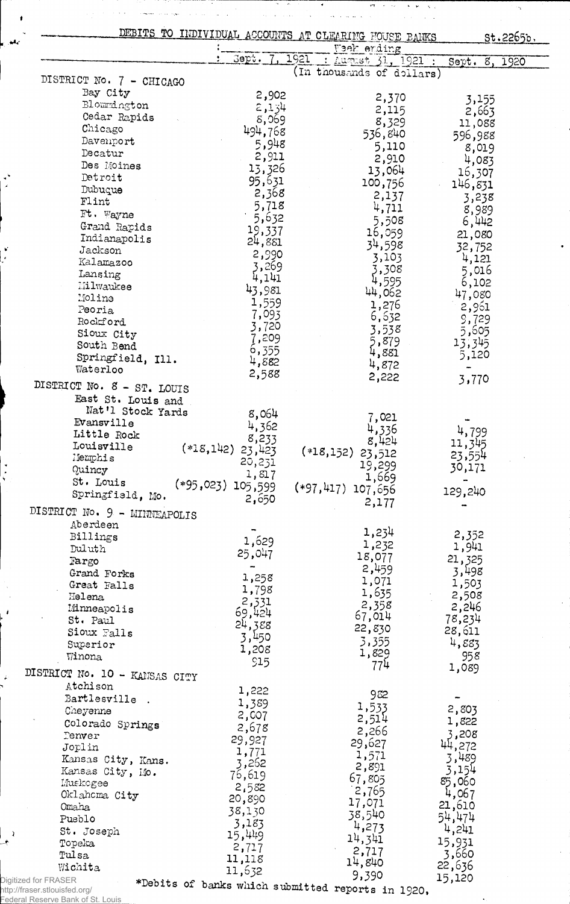## DEBITS TO INDIVIDUAL ACCOUNTS AT CLEARING HOUSE BANKS

St.2265b.

| | Week ending Sept. 7, 1921 | August 31, 1921 | Sept. 8, 1920 |
|---|---|---|---|
| | (In thousands of dollars) | | |
| **DISTRICT No. 7 - CHICAGO** | | | |
| Bay City | 2,902 | 2,370 | 3,155 |
| Bloomington | 2,134 | 2,115 | 2,663 |
| Cedar Rapids | 8,069 | 8,329 | 11,088 |
| Chicago | 494,768 | 536,840 | 596,988 |
| Davenport | 5,948 | 5,110 | 8,019 |
| Decatur | 2,911 | 2,910 | 4,083 |
| Des Moines | 13,326 | 13,064 | 16,307 |
| Detroit | 95,631 | 100,756 | 146,831 |
| Dubuque | 2,368 | 2,137 | 3,238 |
| Flint | 5,718 | 4,711 | 8,989 |
| Ft. Wayne | 5,632 | 5,508 | 6,442 |
| Grand Rapids | 19,337 | 16,059 | 21,080 |
| Indianapolis | 24,881 | 34,598 | 32,752 |
| Jackson | 2,990 | 3,103 | 4,121 |
| Kalamazoo | 3,269 | 3,308 | 5,016 |
| Lansing | 4,141 | 4,595 | 6,102 |
| Milwaukee | 43,981 | 44,062 | 47,080 |
| Moline | 1,559 | 1,276 | 2,961 |
| Peoria | 7,093 | 6,632 | 9,729 |
| Rockford | 3,720 | 3,538 | 5,605 |
| Sioux City | 7,209 | 5,879 | 13,345 |
| South Bend | 6,355 | 4,881 | 5,120 |
| Springfield, Ill. | 4,882 | 4,872 | - |
| Waterloo | 2,588 | 2,222 | 3,770 |
| **DISTRICT No. 8 - ST. LOUIS** | | | |
| East St. Louis and Nat'l Stock Yards | 8,064 | 7,021 | - |
| Evansville | 4,362 | 4,336 | 4,799 |
| Little Rock | 8,233 | 8,424 | 11,345 |
| Louisville | (*18,142) 23,423 | (*18,152) 23,512 | 23,554 |
| Memphis | 20,231 | 19,299 | 30,171 |
| Quincy | 1,817 | 1,669 | - |
| St. Louis | (*95,023) 105,599 | (*97,417) 107,656 | 129,240 |
| Springfield, Mo. | 2,650 | 2,177 | - |
| **DISTRICT No. 9 - MINNEAPOLIS** | | | |
| Aberdeen | - | 1,234 | 2,352 |
| Billings | 1,629 | 1,232 | 1,941 |
| Duluth | 25,047 | 18,077 | 21,325 |
| Fargo | - | 2,459 | 3,498 |
| Grand Forks | 1,258 | 1,071 | 1,503 |
| Great Falls | 1,798 | 1,635 | 2,508 |
| Helena | 2,331 | 2,358 | 2,246 |
| Minneapolis | 69,424 | 67,014 | 78,234 |
| St. Paul | 24,388 | 22,830 | 28,611 |
| Sioux Falls | 3,450 | 3,355 | 4,883 |
| Superior | 1,208 | 1,829 | 958 |
| Winona | 915 | 774 | 1,089 |
| **DISTRICT No. 10 - KANSAS CITY** | | | |
| Atchison | 1,222 | 982 | - |
| Bartlesville | 1,389 | 1,533 | 2,803 |
| Cheyenne | 2,007 | 2,514 | 1,822 |
| Colorado Springs | 2,678 | 2,266 | 3,208 |
| Denver | 29,927 | 29,627 | 44,272 |
| Joplin | 1,771 | 1,571 | 3,489 |
| Kansas City, Kans. | 3,262 | 2,891 | 3,154 |
| Kansas City, Mo. | 76,619 | 67,805 | 85,060 |
| Muskogee | 2,582 | 2,765 | 4,067 |
| Oklahoma City | 20,890 | 17,071 | 21,610 |
| Omaha | 38,130 | 38,540 | 54,474 |
| Pueblo | 3,183 | 4,273 | 4,241 |
| St. Joseph | 15,449 | 14,341 | 15,931 |
| Topeka | 2,717 | 2,717 | 3,660 |
| Tulsa | 11,118 | 14,840 | 22,636 |
| Wichita | 11,632 | 9,390 | 15,120 |

*Debits of banks which submitted reports in 1920.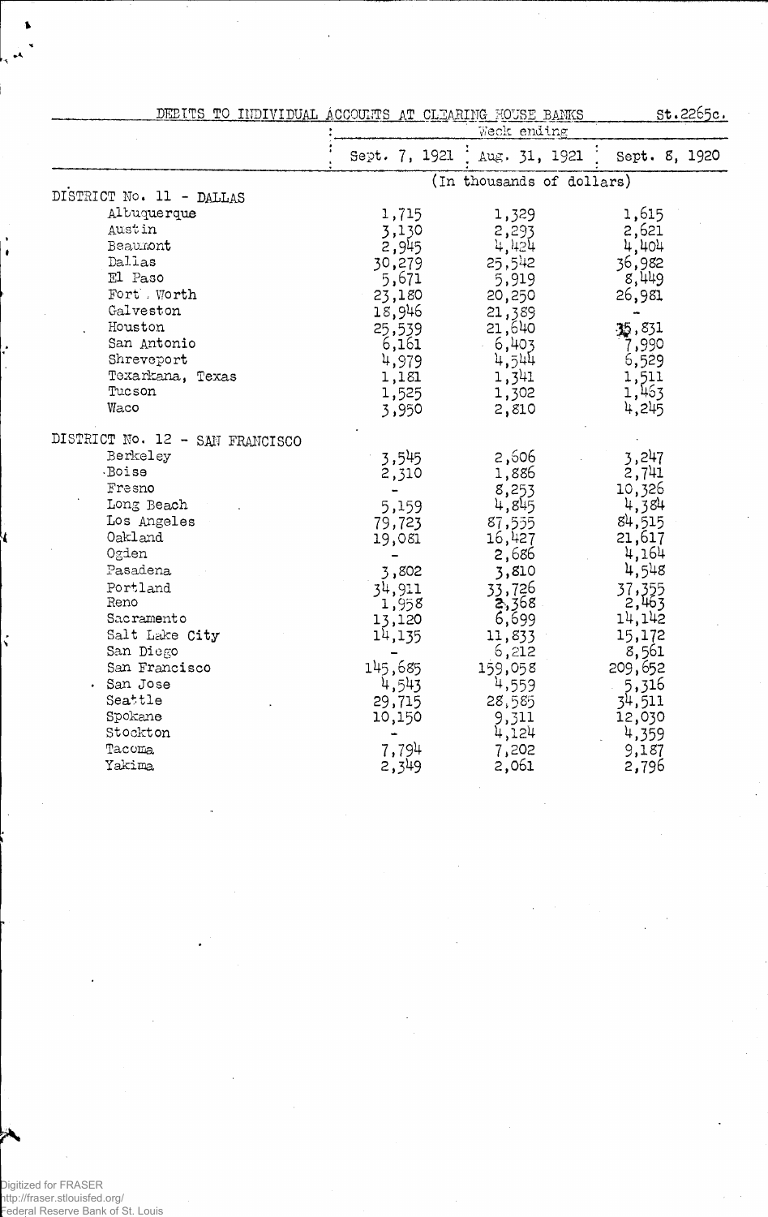St.2265c.

DEBITS TO INDIVIDUAL ACCOUNTS AT CLEARING HOUSE BANKS

| | Week ending | | |
|---|---|---|---|
| | Sept. 7, 1921 | Aug. 31, 1921 | Sept. 8, 1920 |
| | (In thousands of dollars) | | |
| DISTRICT No. 11 - DALLAS | | | |
| Albuquerque | 1,715 | 1,329 | 1,615 |
| Austin | 3,130 | 2,293 | 2,621 |
| Beaumont | 2,945 | 4,424 | 4,404 |
| Dallas | 30,279 | 25,542 | 36,982 |
| El Paso | 5,671 | 5,919 | 8,449 |
| Fort Worth | 23,180 | 20,250 | 26,981 |
| Galveston | 18,946 | 21,389 | - |
| Houston | 25,539 | 21,640 | 35,831 |
| San Antonio | 6,161 | 6,403 | 7,990 |
| Shreveport | 4,979 | 4,544 | 6,529 |
| Texarkana, Texas | 1,181 | 1,341 | 1,511 |
| Tucson | 1,525 | 1,302 | 1,463 |
| Waco | 3,950 | 2,810 | 4,245 |
| DISTRICT No. 12 - SAN FRANCISCO | | | |
| Berkeley | 3,545 | 2,606 | 3,247 |
| Boise | 2,310 | 1,886 | 2,741 |
| Fresno | - | 8,253 | 10,326 |
| Long Beach | 5,159 | 4,845 | 4,384 |
| Los Angeles | 79,723 | 87,555 | 84,515 |
| Oakland | 19,081 | 16,427 | 21,617 |
| Ogden | - | 2,686 | 4,164 |
| Pasadena | 3,802 | 3,810 | 4,548 |
| Portland | 34,911 | 33,726 | 37,355 |
| Reno | 1,958 | 2,368 | 2,463 |
| Sacramento | 13,120 | 6,699 | 14,142 |
| Salt Lake City | 14,135 | 11,833 | 15,172 |
| San Diego | - | 6,212 | 8,561 |
| San Francisco | 145,685 | 159,058 | 209,652 |
| San Jose | 4,543 | 4,559 | 5,316 |
| Seattle | 29,715 | 28,585 | 34,511 |
| Spokane | 10,150 | 9,311 | 12,030 |
| Stockton | - | 4,124 | 4,359 |
| Tacoma | 7,794 | 7,202 | 9,187 |
| Yakima | 2,349 | 2,061 | 2,796 |